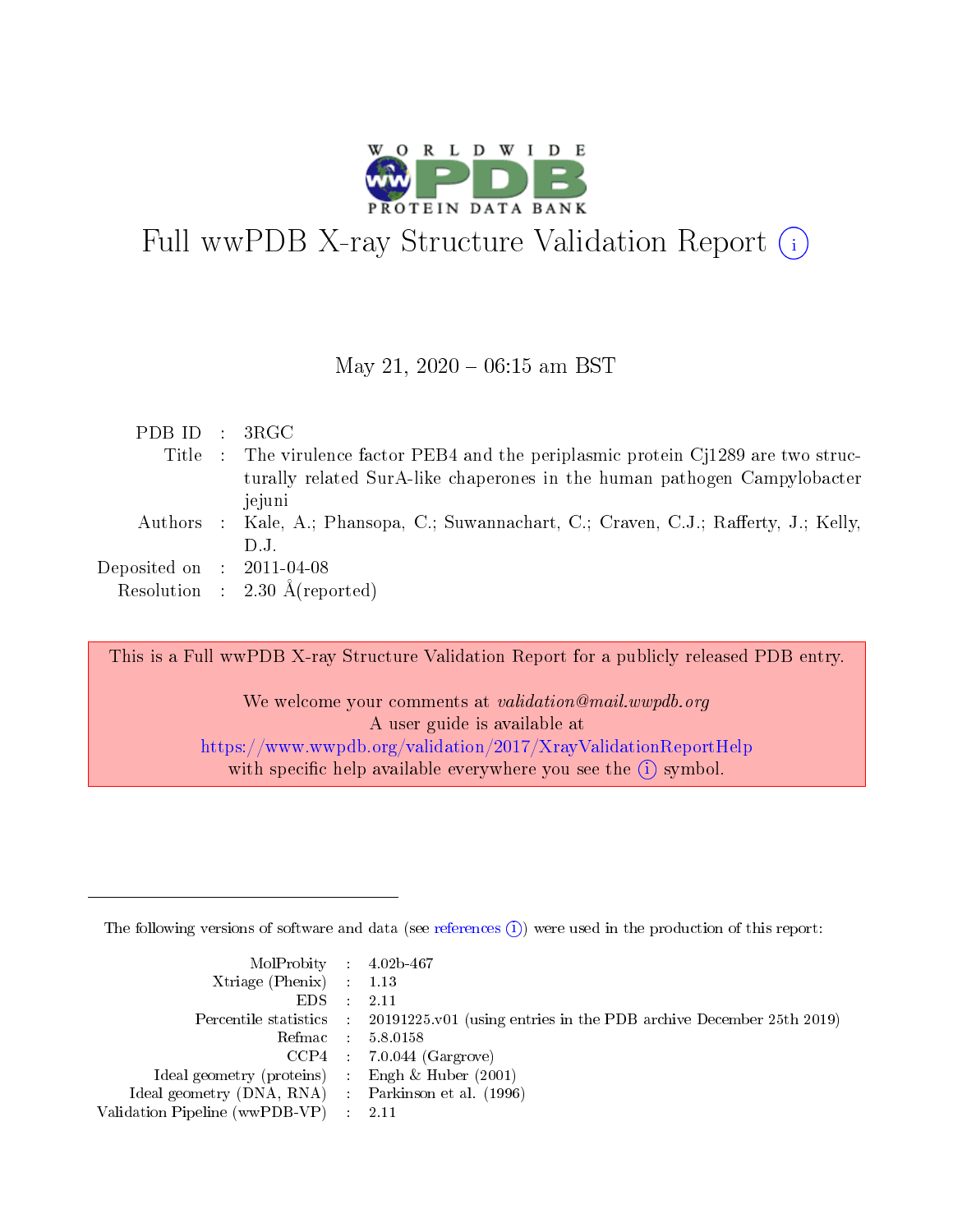# Full wwPDB X-ray Structure Validation Report (i)

May 21, 2020 – 06:15 am BST

| | | |
|---|---|---|
| PDB ID | : | 3RGC |
| Title | : | The virulence factor PEB4 and the periplasmic protein Cj1289 are two structurally related SurA-like chaperones in the human pathogen Campylobacter jejuni |
| Authors | : | Kale, A.; Phansopa, C.; Suwannachart, C.; Craven, C.J.; Rafferty, J.; Kelly, D.J. |
| Deposited on | : | 2011-04-08 |
| Resolution | : | 2.30 Å(reported) |

This is a Full wwPDB X-ray Structure Validation Report for a publicly released PDB entry.

We welcome your comments at *validation@mail.wwpdb.org*
A user guide is available at
https://www.wwpdb.org/validation/2017/XrayValidationReportHelp
with specific help available everywhere you see the (i) symbol.

The following versions of software and data (see references (i)) were used in the production of this report:

| | | |
|---|---|---|
| MolProbity | : | 4.02b-467 |
| Xtriage (Phenix) | : | 1.13 |
| EDS | : | 2.11 |
| Percentile statistics | : | 20191225.v01 (using entries in the PDB archive December 25th 2019) |
| Refmac | : | 5.8.0158 |
| CCP4 | : | 7.0.044 (Gargrove) |
| Ideal geometry (proteins) | : | Engh & Huber (2001) |
| Ideal geometry (DNA, RNA) | : | Parkinson et al. (1996) |
| Validation Pipeline (wwPDB-VP) | : | 2.11 |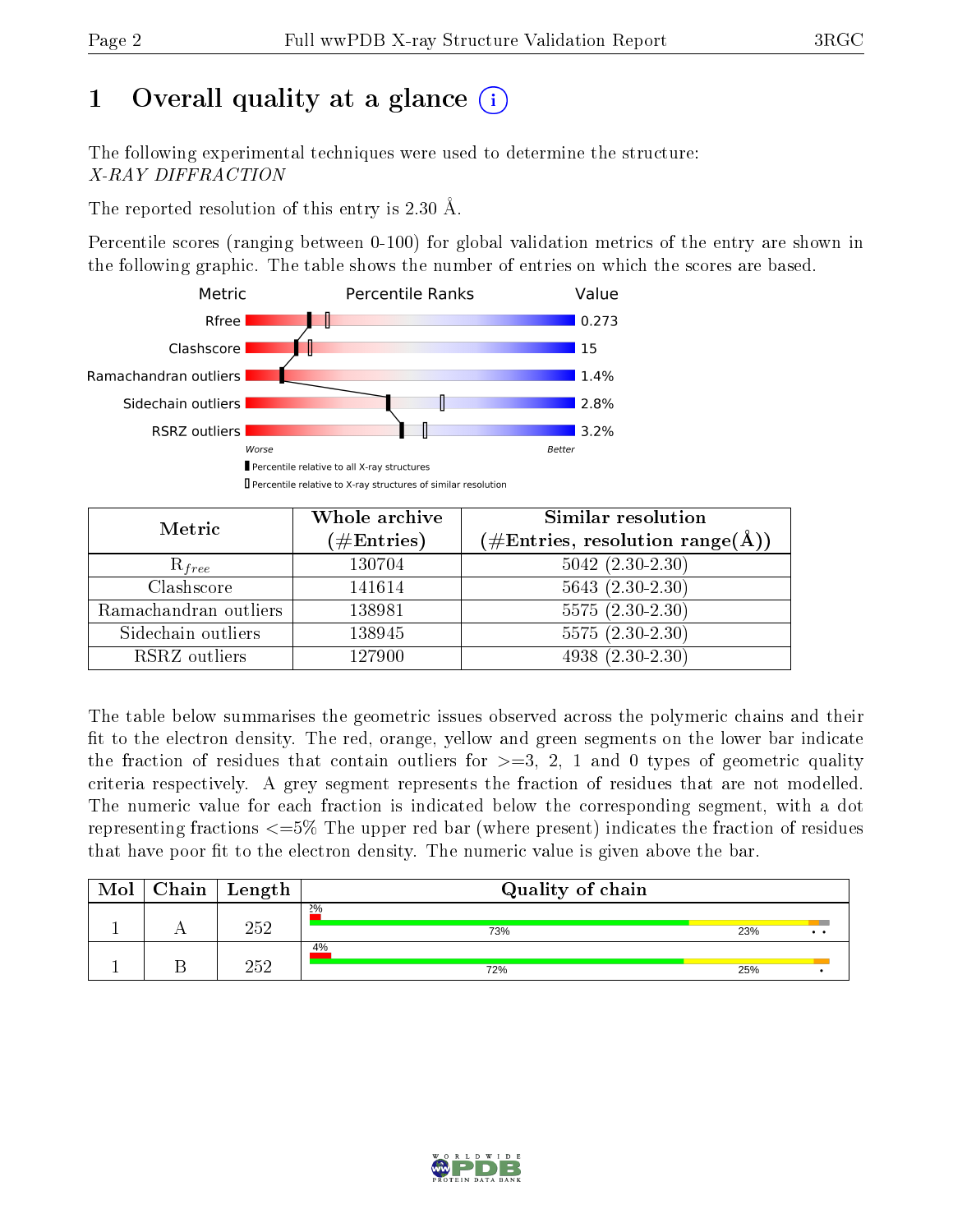# 1 Overall quality at a glance (i)

The following experimental techniques were used to determine the structure:
*X-RAY DIFFRACTION*

The reported resolution of this entry is 2.30 Å.

Percentile scores (ranging between 0-100) for global validation metrics of the entry are shown in the following graphic. The table shows the number of entries on which the scores are based.

| Metric | Value |
|---|---|
| Rfree | 0.273 |
| Clashscore | 15 |
| Ramachandran outliers | 1.4% |
| Sidechain outliers | 2.8% |
| RSRZ outliers | 3.2% |

Worse — Better

▮ Percentile relative to all X-ray structures
▯ Percentile relative to X-ray structures of similar resolution

| Metric | Whole archive (#Entries) | Similar resolution (#Entries, resolution range(Å)) |
|---|---|---|
| $R_{free}$ | 130704 | 5042 (2.30-2.30) |
| Clashscore | 141614 | 5643 (2.30-2.30) |
| Ramachandran outliers | 138981 | 5575 (2.30-2.30) |
| Sidechain outliers | 138945 | 5575 (2.30-2.30) |
| RSRZ outliers | 127900 | 4938 (2.30-2.30) |

The table below summarises the geometric issues observed across the polymeric chains and their fit to the electron density. The red, orange, yellow and green segments on the lower bar indicate the fraction of residues that contain outliers for >=3, 2, 1 and 0 types of geometric quality criteria respectively. A grey segment represents the fraction of residues that are not modelled. The numeric value for each fraction is indicated below the corresponding segment, with a dot representing fractions <=5% The upper red bar (where present) indicates the fraction of residues that have poor fit to the electron density. The numeric value is given above the bar.

| Mol | Chain | Length | Quality of chain |
|---|---|---|---|
| 1 | A | 252 | 2%; 73%, 23%, •, • |
| 1 | B | 252 | 4%; 72%, 25%, • |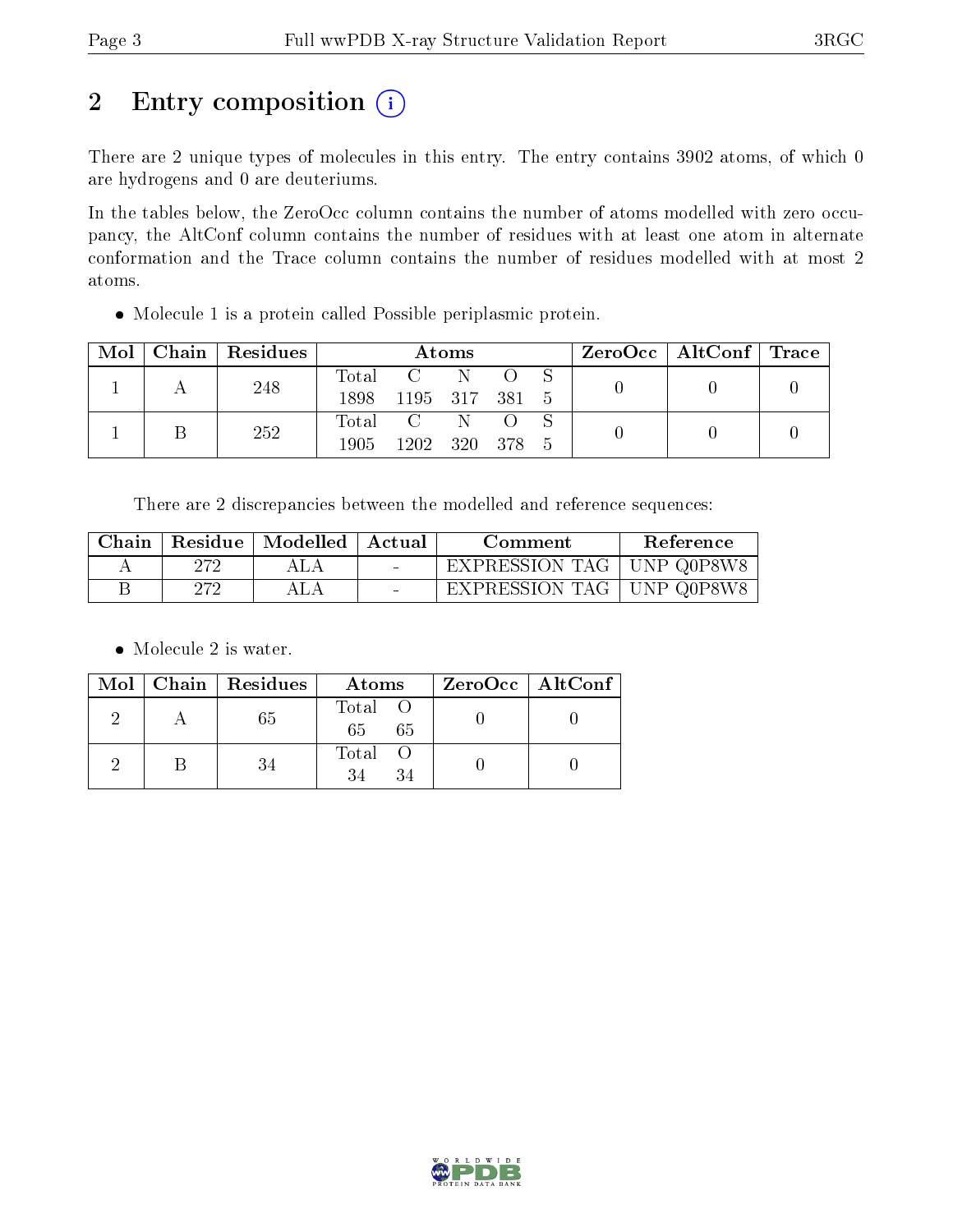# 2 Entry composition (i)

There are 2 unique types of molecules in this entry. The entry contains 3902 atoms, of which 0 are hydrogens and 0 are deuteriums.

In the tables below, the ZeroOcc column contains the number of atoms modelled with zero occupancy, the AltConf column contains the number of residues with at least one atom in alternate conformation and the Trace column contains the number of residues modelled with at most 2 atoms.

- Molecule 1 is a protein called Possible periplasmic protein.

| Mol | Chain | Residues | Atoms | | | | | ZeroOcc | AltConf | Trace |
|---|---|---|---|---|---|---|---|---|---|---|
| 1 | A | 248 | Total<br>1898 | C<br>1195 | N<br>317 | O<br>381 | S<br>5 | 0 | 0 | 0 |
| 1 | B | 252 | Total<br>1905 | C<br>1202 | N<br>320 | O<br>378 | S<br>5 | 0 | 0 | 0 |

There are 2 discrepancies between the modelled and reference sequences:

| Chain | Residue | Modelled | Actual | Comment | Reference |
|---|---|---|---|---|---|
| A | 272 | ALA | - | EXPRESSION TAG | UNP Q0P8W8 |
| B | 272 | ALA | - | EXPRESSION TAG | UNP Q0P8W8 |

- Molecule 2 is water.

| Mol | Chain | Residues | Atoms | | ZeroOcc | AltConf |
|---|---|---|---|---|---|---|
| 2 | A | 65 | Total<br>65 | O<br>65 | 0 | 0 |
| 2 | B | 34 | Total<br>34 | O<br>34 | 0 | 0 |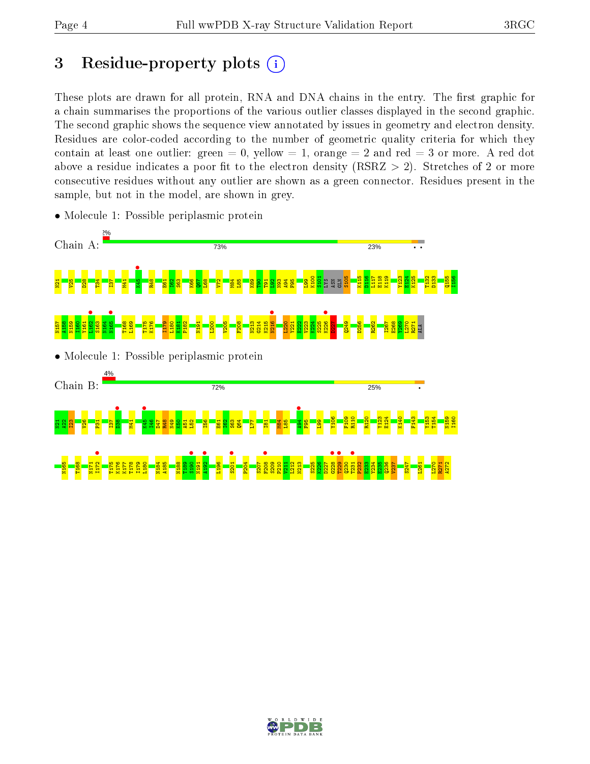# 3 Residue-property plots

These plots are drawn for all protein, RNA and DNA chains in the entry. The first graphic for a chain summarises the proportions of the various outlier classes displayed in the second graphic. The second graphic shows the sequence view annotated by issues in geometry and electron density. Residues are color-coded according to the number of geometric quality criteria for which they contain at least one outlier: green = 0, yellow = 1, orange = 2 and red = 3 or more. A red dot above a residue indicates a poor fit to the electron density (RSRZ > 2). Stretches of 2 or more consecutive residues without any outlier are shown as a green connector. Residues present in the sample, but not in the model, are shown in grey.

- Molecule 1: Possible periplasmic protein

Chain A: 2% | 73% | 23% | • •

N21 V25 D28 T34 I37 M41 K45 R48 E61 I62 S63 K66 Q67 L68 V72 M84 L85 K89 T90 T91 L92 N93 A94 F95 L99 K100 S101 LYS ASN GLN S105 K115 D116 L117 E118 K119 Y123 E124 K125 T132 D133 Q155 I156

N157 A158 N159 I160 Y161 I162 S163 N164 N165 T168 L169 T175 K176 I179 L180 K181 F182 N191 I200 V205 F208 N213 G214 K215 N216 L220 Y221 E222 V223 K224 S225 K226 D227 Q249 D256 R262 I267 E268 Y269 L270 R271 ALA

- Molecule 1: Possible periplasmic protein

Chain B: 4% | 72% | 25% | •

N21 A22 I23 V26 F31 I37 D38 M41 K45 I46 D47 R48 N49 K50 A51 L52 I56 E61 I62 S63 Q64 L77 I81 M84 L85 A94 F95 L99 Y106 F109 R110 R120 Y123 E124 K140 F143 Y153 T154 N159 I160

N165 T168 N171 I172 T175 K176 K177 T178 I179 L180 N184 A185 N188 T189 S190 N191 A192 L196 S201 P204 S207 F208 S209 P210 V211 L212 N213 S225 K226 D227 G228 T229 Q230 T231 P232 E233 Y234 E235 Q236 V237 S247 L261 L270 R271 A272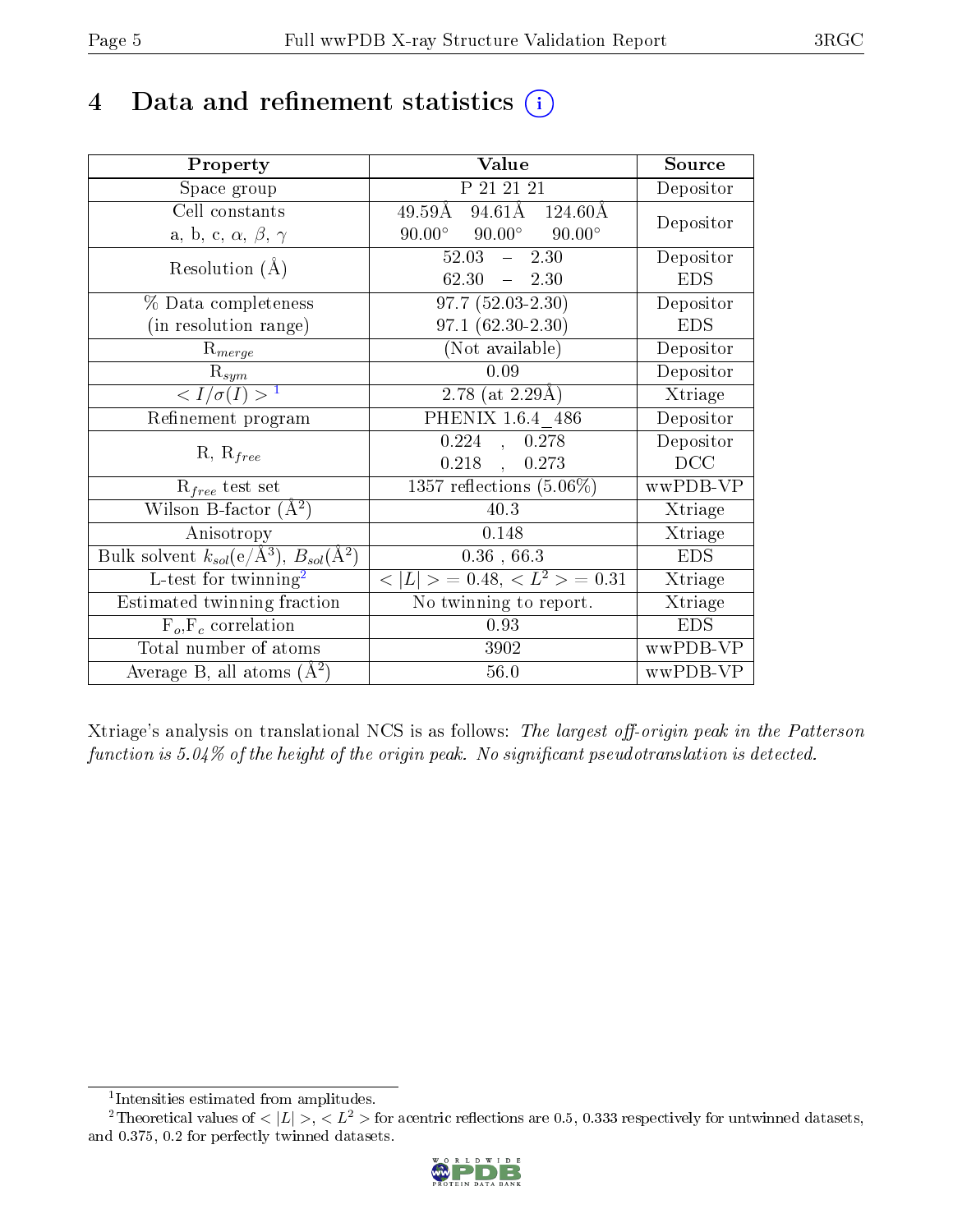# 4 Data and refinement statistics (i)

| Property | Value | Source |
|---|---|---|
| Space group | P 21 21 21 | Depositor |
| Cell constants<br>a, b, c, $\alpha$, $\beta$, $\gamma$ | 49.59Å 94.61Å 124.60Å<br>90.00° 90.00° 90.00° | Depositor |
| Resolution (Å) | 52.03 – 2.30<br>62.30 – 2.30 | Depositor<br>EDS |
| % Data completeness<br>(in resolution range) | 97.7 (52.03-2.30)<br>97.1 (62.30-2.30) | Depositor<br>EDS |
| $R_{merge}$ | (Not available) | Depositor |
| $R_{sym}$ | 0.09 | Depositor |
| $< I/\sigma(I) >$ [1] | 2.78 (at 2.29Å) | Xtriage |
| Refinement program | PHENIX 1.6.4_486 | Depositor |
| R, $R_{free}$ | 0.224 , 0.278<br>0.218 , 0.273 | Depositor<br>DCC |
| $R_{free}$ test set | 1357 reflections (5.06%) | wwPDB-VP |
| Wilson B-factor (Å$^2$) | 40.3 | Xtriage |
| Anisotropy | 0.148 | Xtriage |
| Bulk solvent $k_{sol}$(e/Å$^3$), $B_{sol}$(Å$^2$) | 0.36 , 66.3 | EDS |
| L-test for twinning[2] | $< \|L\| >$ = 0.48, $< L^2 >$ = 0.31 | Xtriage |
| Estimated twinning fraction | No twinning to report. | Xtriage |
| $F_o$,$F_c$ correlation | 0.93 | EDS |
| Total number of atoms | 3902 | wwPDB-VP |
| Average B, all atoms (Å$^2$) | 56.0 | wwPDB-VP |

Xtriage's analysis on translational NCS is as follows: *The largest off-origin peak in the Patterson function is 5.04% of the height of the origin peak. No significant pseudotranslation is detected.*

[1] Intensities estimated from amplitudes.

[2] Theoretical values of $< |L| >$, $< L^2 >$ for acentric reflections are 0.5, 0.333 respectively for untwinned datasets, and 0.375, 0.2 for perfectly twinned datasets.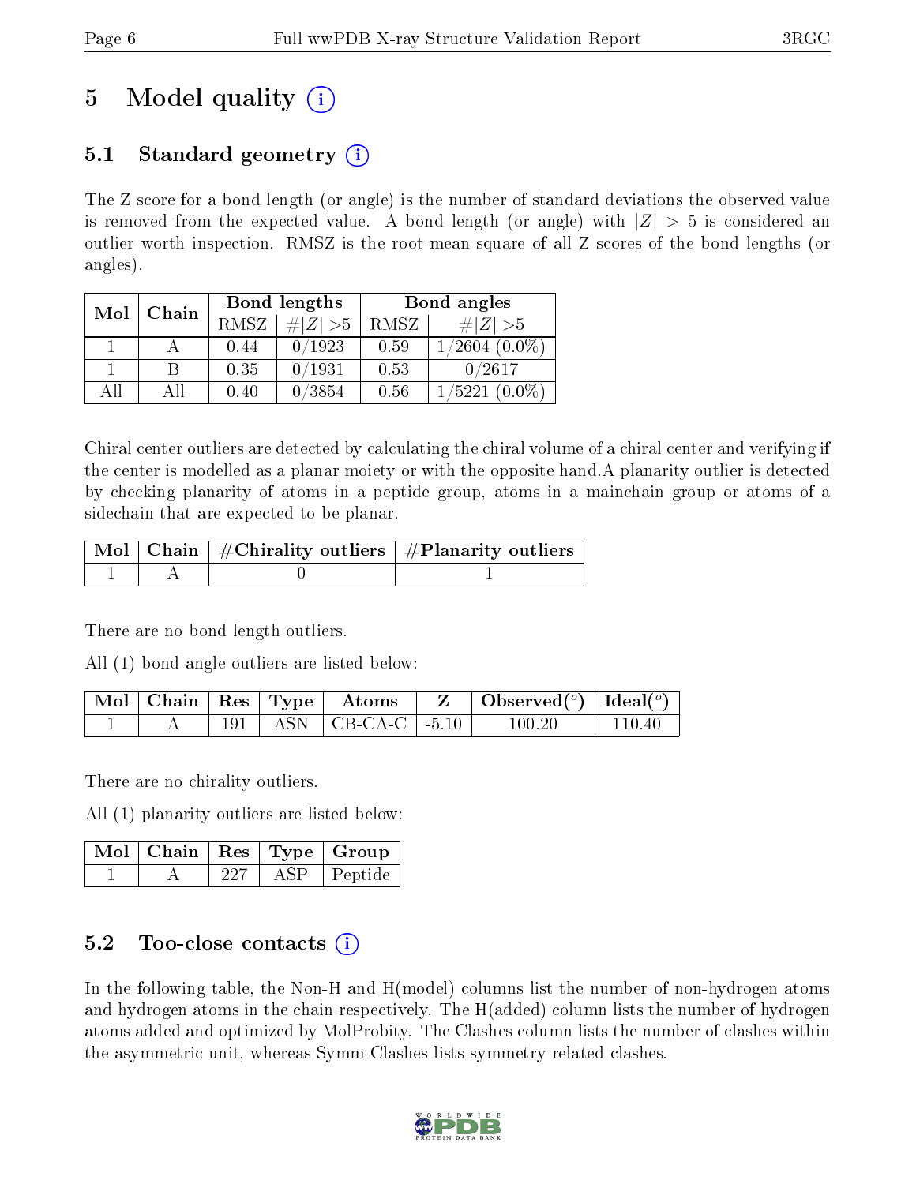# 5 Model quality

## 5.1 Standard geometry

The Z score for a bond length (or angle) is the number of standard deviations the observed value is removed from the expected value. A bond length (or angle) with $|Z| > 5$ is considered an outlier worth inspection. RMSZ is the root-mean-square of all Z scores of the bond lengths (or angles).

| Mol | Chain | Bond lengths | | Bond angles | |
|---|---|---|---|---|---|
| | | RMSZ | $\#\|Z\| > 5$ | RMSZ | $\#\|Z\| > 5$ |
| 1 | A | 0.44 | 0/1923 | 0.59 | 1/2604 (0.0%) |
| 1 | B | 0.35 | 0/1931 | 0.53 | 0/2617 |
| All | All | 0.40 | 0/3854 | 0.56 | 1/5221 (0.0%) |

Chiral center outliers are detected by calculating the chiral volume of a chiral center and verifying if the center is modelled as a planar moiety or with the opposite hand.A planarity outlier is detected by checking planarity of atoms in a peptide group, atoms in a mainchain group or atoms of a sidechain that are expected to be planar.

| Mol | Chain | #Chirality outliers | #Planarity outliers |
|---|---|---|---|
| 1 | A | 0 | 1 |

There are no bond length outliers.

All (1) bond angle outliers are listed below:

| Mol | Chain | Res | Type | Atoms | Z | Observed(°) | Ideal(°) |
|---|---|---|---|---|---|---|---|
| 1 | A | 191 | ASN | CB-CA-C | -5.10 | 100.20 | 110.40 |

There are no chirality outliers.

All (1) planarity outliers are listed below:

| Mol | Chain | Res | Type | Group |
|---|---|---|---|---|
| 1 | A | 227 | ASP | Peptide |

## 5.2 Too-close contacts

In the following table, the Non-H and H(model) columns list the number of non-hydrogen atoms and hydrogen atoms in the chain respectively. The H(added) column lists the number of hydrogen atoms added and optimized by MolProbity. The Clashes column lists the number of clashes within the asymmetric unit, whereas Symm-Clashes lists symmetry related clashes.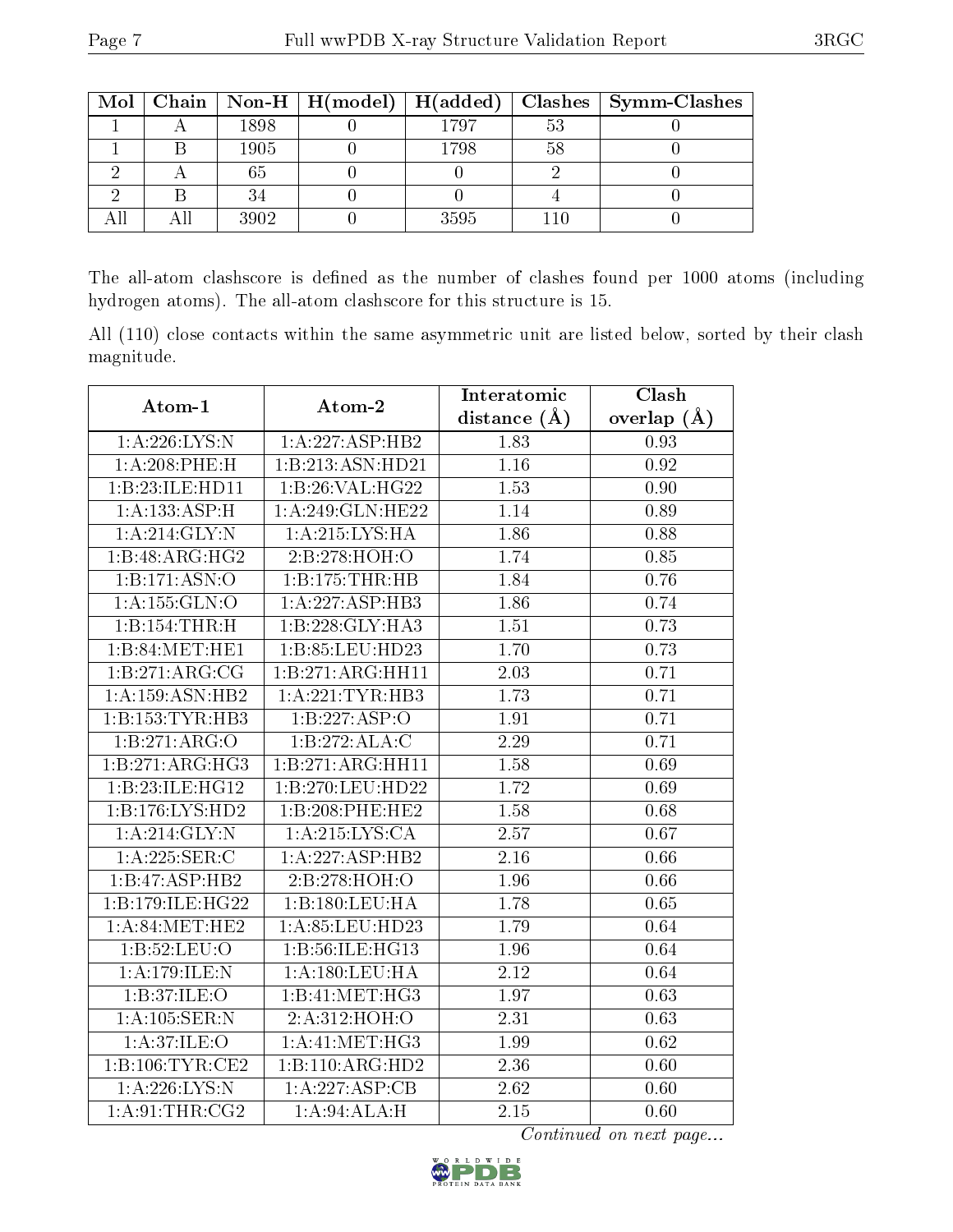| Mol | Chain | Non-H | H(model) | H(added) | Clashes | Symm-Clashes |
|---|---|---|---|---|---|---|
| 1 | A | 1898 | 0 | 1797 | 53 | 0 |
| 1 | B | 1905 | 0 | 1798 | 58 | 0 |
| 2 | A | 65 | 0 | 0 | 2 | 0 |
| 2 | B | 34 | 0 | 0 | 4 | 0 |
| All | All | 3902 | 0 | 3595 | 110 | 0 |

The all-atom clashscore is defined as the number of clashes found per 1000 atoms (including hydrogen atoms). The all-atom clashscore for this structure is 15.

All (110) close contacts within the same asymmetric unit are listed below, sorted by their clash magnitude.

| Atom-1 | Atom-2 | Interatomic distance (Å) | Clash overlap (Å) |
|---|---|---|---|
| 1:A:226:LYS:N | 1:A:227:ASP:HB2 | 1.83 | 0.93 |
| 1:A:208:PHE:H | 1:B:213:ASN:HD21 | 1.16 | 0.92 |
| 1:B:23:ILE:HD11 | 1:B:26:VAL:HG22 | 1.53 | 0.90 |
| 1:A:133:ASP:H | 1:A:249:GLN:HE22 | 1.14 | 0.89 |
| 1:A:214:GLY:N | 1:A:215:LYS:HA | 1.86 | 0.88 |
| 1:B:48:ARG:HG2 | 2:B:278:HOH:O | 1.74 | 0.85 |
| 1:B:171:ASN:O | 1:B:175:THR:HB | 1.84 | 0.76 |
| 1:A:155:GLN:O | 1:A:227:ASP:HB3 | 1.86 | 0.74 |
| 1:B:154:THR:H | 1:B:228:GLY:HA3 | 1.51 | 0.73 |
| 1:B:84:MET:HE1 | 1:B:85:LEU:HD23 | 1.70 | 0.73 |
| 1:B:271:ARG:CG | 1:B:271:ARG:HH11 | 2.03 | 0.71 |
| 1:A:159:ASN:HB2 | 1:A:221:TYR:HB3 | 1.73 | 0.71 |
| 1:B:153:TYR:HB3 | 1:B:227:ASP:O | 1.91 | 0.71 |
| 1:B:271:ARG:O | 1:B:272:ALA:C | 2.29 | 0.71 |
| 1:B:271:ARG:HG3 | 1:B:271:ARG:HH11 | 1.58 | 0.69 |
| 1:B:23:ILE:HG12 | 1:B:270:LEU:HD22 | 1.72 | 0.69 |
| 1:B:176:LYS:HD2 | 1:B:208:PHE:HE2 | 1.58 | 0.68 |
| 1:A:214:GLY:N | 1:A:215:LYS:CA | 2.57 | 0.67 |
| 1:A:225:SER:C | 1:A:227:ASP:HB2 | 2.16 | 0.66 |
| 1:B:47:ASP:HB2 | 2:B:278:HOH:O | 1.96 | 0.66 |
| 1:B:179:ILE:HG22 | 1:B:180:LEU:HA | 1.78 | 0.65 |
| 1:A:84:MET:HE2 | 1:A:85:LEU:HD23 | 1.79 | 0.64 |
| 1:B:52:LEU:O | 1:B:56:ILE:HG13 | 1.96 | 0.64 |
| 1:A:179:ILE:N | 1:A:180:LEU:HA | 2.12 | 0.64 |
| 1:B:37:ILE:O | 1:B:41:MET:HG3 | 1.97 | 0.63 |
| 1:A:105:SER:N | 2:A:312:HOH:O | 2.31 | 0.63 |
| 1:A:37:ILE:O | 1:A:41:MET:HG3 | 1.99 | 0.62 |
| 1:B:106:TYR:CE2 | 1:B:110:ARG:HD2 | 2.36 | 0.60 |
| 1:A:226:LYS:N | 1:A:227:ASP:CB | 2.62 | 0.60 |
| 1:A:91:THR:CG2 | 1:A:94:ALA:H | 2.15 | 0.60 |

*Continued on next page...*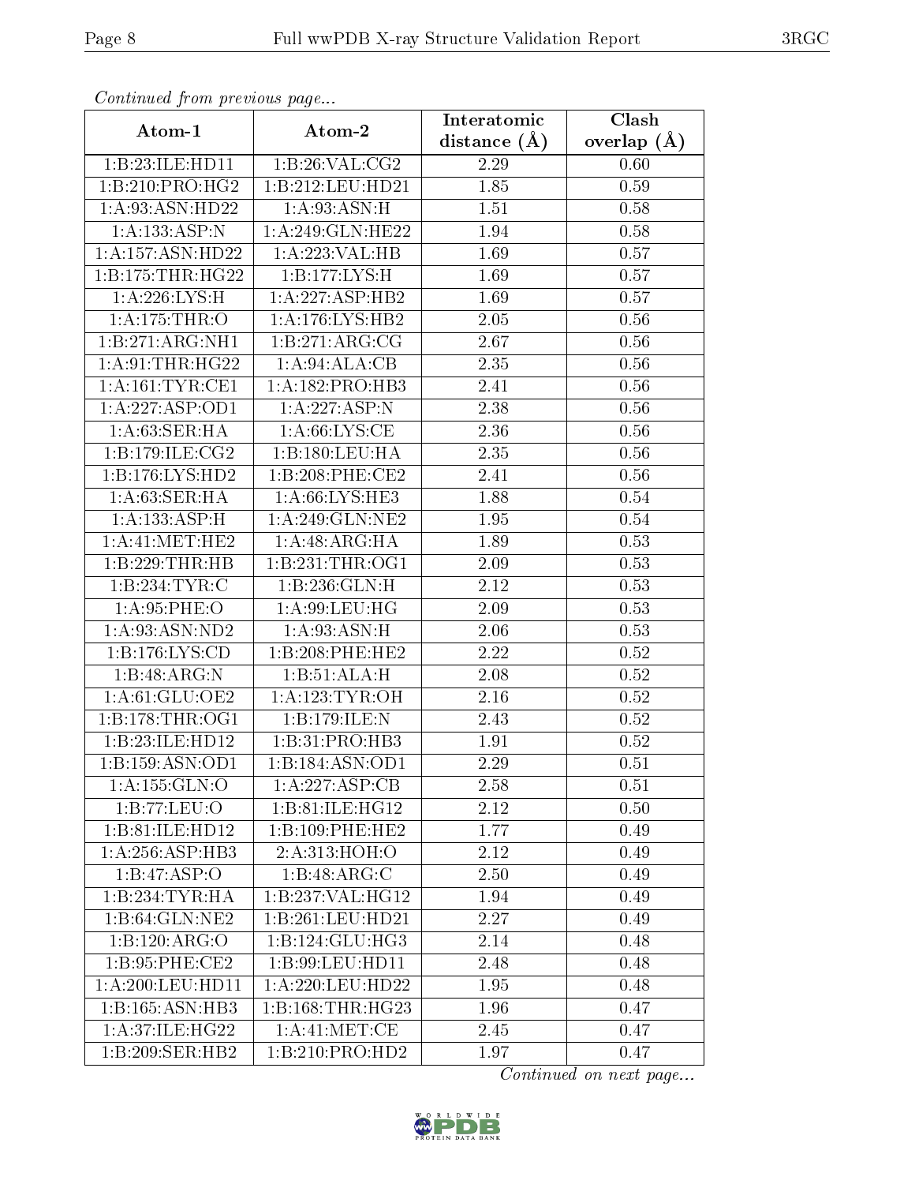*Continued from previous page...*

| Atom-1 | Atom-2 | Interatomic distance (Å) | Clash overlap (Å) |
|---|---|---|---|
| 1:B:23:ILE:HD11 | 1:B:26:VAL:CG2 | 2.29 | 0.60 |
| 1:B:210:PRO:HG2 | 1:B:212:LEU:HD21 | 1.85 | 0.59 |
| 1:A:93:ASN:HD22 | 1:A:93:ASN:H | 1.51 | 0.58 |
| 1:A:133:ASP:N | 1:A:249:GLN:HE22 | 1.94 | 0.58 |
| 1:A:157:ASN:HD22 | 1:A:223:VAL:HB | 1.69 | 0.57 |
| 1:B:175:THR:HG22 | 1:B:177:LYS:H | 1.69 | 0.57 |
| 1:A:226:LYS:H | 1:A:227:ASP:HB2 | 1.69 | 0.57 |
| 1:A:175:THR:O | 1:A:176:LYS:HB2 | 2.05 | 0.56 |
| 1:B:271:ARG:NH1 | 1:B:271:ARG:CG | 2.67 | 0.56 |
| 1:A:91:THR:HG22 | 1:A:94:ALA:CB | 2.35 | 0.56 |
| 1:A:161:TYR:CE1 | 1:A:182:PRO:HB3 | 2.41 | 0.56 |
| 1:A:227:ASP:OD1 | 1:A:227:ASP:N | 2.38 | 0.56 |
| 1:A:63:SER:HA | 1:A:66:LYS:CE | 2.36 | 0.56 |
| 1:B:179:ILE:CG2 | 1:B:180:LEU:HA | 2.35 | 0.56 |
| 1:B:176:LYS:HD2 | 1:B:208:PHE:CE2 | 2.41 | 0.56 |
| 1:A:63:SER:HA | 1:A:66:LYS:HE3 | 1.88 | 0.54 |
| 1:A:133:ASP:H | 1:A:249:GLN:NE2 | 1.95 | 0.54 |
| 1:A:41:MET:HE2 | 1:A:48:ARG:HA | 1.89 | 0.53 |
| 1:B:229:THR:HB | 1:B:231:THR:OG1 | 2.09 | 0.53 |
| 1:B:234:TYR:C | 1:B:236:GLN:H | 2.12 | 0.53 |
| 1:A:95:PHE:O | 1:A:99:LEU:HG | 2.09 | 0.53 |
| 1:A:93:ASN:ND2 | 1:A:93:ASN:H | 2.06 | 0.53 |
| 1:B:176:LYS:CD | 1:B:208:PHE:HE2 | 2.22 | 0.52 |
| 1:B:48:ARG:N | 1:B:51:ALA:H | 2.08 | 0.52 |
| 1:A:61:GLU:OE2 | 1:A:123:TYR:OH | 2.16 | 0.52 |
| 1:B:178:THR:OG1 | 1:B:179:ILE:N | 2.43 | 0.52 |
| 1:B:23:ILE:HD12 | 1:B:31:PRO:HB3 | 1.91 | 0.52 |
| 1:B:159:ASN:OD1 | 1:B:184:ASN:OD1 | 2.29 | 0.51 |
| 1:A:155:GLN:O | 1:A:227:ASP:CB | 2.58 | 0.51 |
| 1:B:77:LEU:O | 1:B:81:ILE:HG12 | 2.12 | 0.50 |
| 1:B:81:ILE:HD12 | 1:B:109:PHE:HE2 | 1.77 | 0.49 |
| 1:A:256:ASP:HB3 | 2:A:313:HOH:O | 2.12 | 0.49 |
| 1:B:47:ASP:O | 1:B:48:ARG:C | 2.50 | 0.49 |
| 1:B:234:TYR:HA | 1:B:237:VAL:HG12 | 1.94 | 0.49 |
| 1:B:64:GLN:NE2 | 1:B:261:LEU:HD21 | 2.27 | 0.49 |
| 1:B:120:ARG:O | 1:B:124:GLU:HG3 | 2.14 | 0.48 |
| 1:B:95:PHE:CE2 | 1:B:99:LEU:HD11 | 2.48 | 0.48 |
| 1:A:200:LEU:HD11 | 1:A:220:LEU:HD22 | 1.95 | 0.48 |
| 1:B:165:ASN:HB3 | 1:B:168:THR:HG23 | 1.96 | 0.47 |
| 1:A:37:ILE:HG22 | 1:A:41:MET:CE | 2.45 | 0.47 |
| 1:B:209:SER:HB2 | 1:B:210:PRO:HD2 | 1.97 | 0.47 |

*Continued on next page...*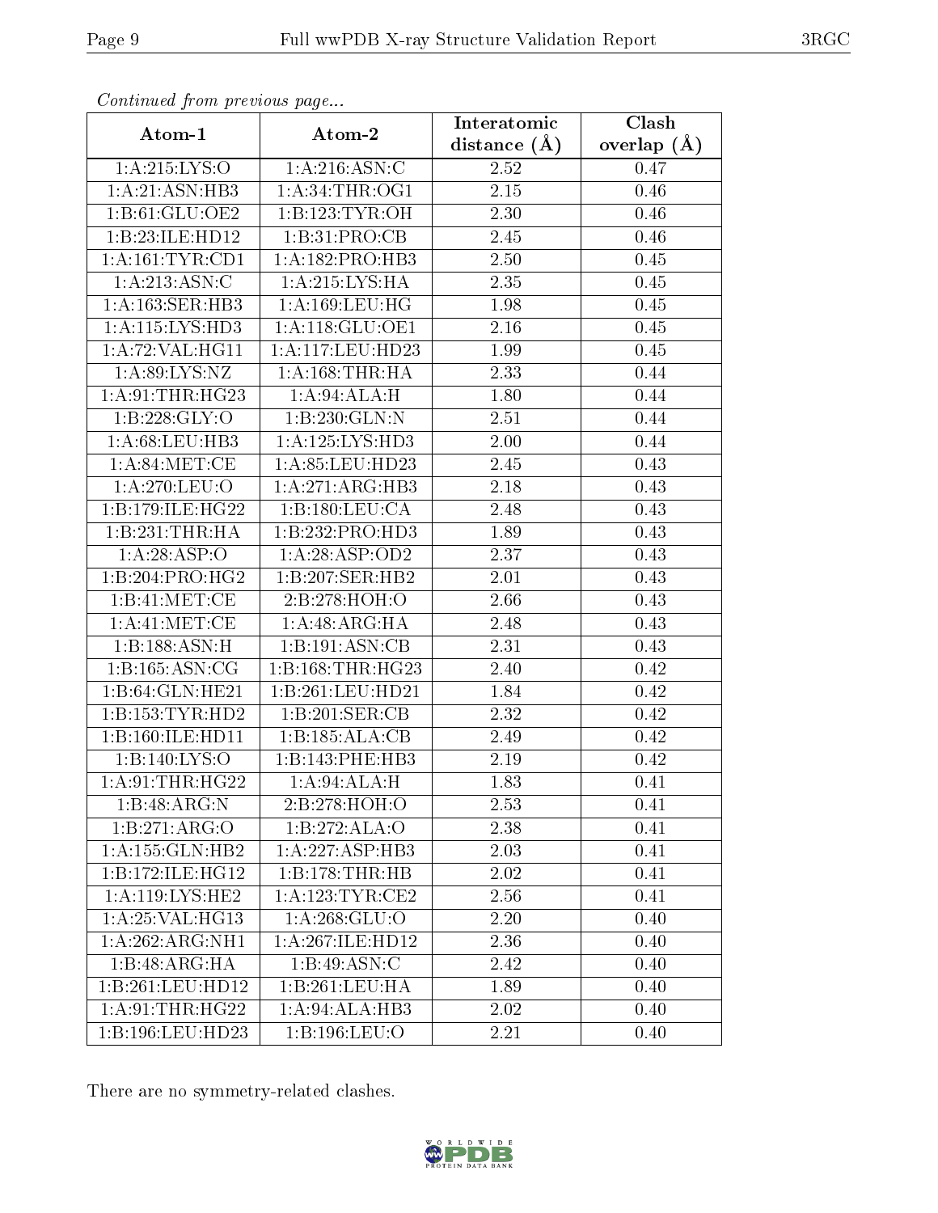*Continued from previous page...*

| Atom-1 | Atom-2 | Interatomic distance (Å) | Clash overlap (Å) |
|---|---|---|---|
| 1:A:215:LYS:O | 1:A:216:ASN:C | 2.52 | 0.47 |
| 1:A:21:ASN:HB3 | 1:A:34:THR:OG1 | 2.15 | 0.46 |
| 1:B:61:GLU:OE2 | 1:B:123:TYR:OH | 2.30 | 0.46 |
| 1:B:23:ILE:HD12 | 1:B:31:PRO:CB | 2.45 | 0.46 |
| 1:A:161:TYR:CD1 | 1:A:182:PRO:HB3 | 2.50 | 0.45 |
| 1:A:213:ASN:C | 1:A:215:LYS:HA | 2.35 | 0.45 |
| 1:A:163:SER:HB3 | 1:A:169:LEU:HG | 1.98 | 0.45 |
| 1:A:115:LYS:HD3 | 1:A:118:GLU:OE1 | 2.16 | 0.45 |
| 1:A:72:VAL:HG11 | 1:A:117:LEU:HD23 | 1.99 | 0.45 |
| 1:A:89:LYS:NZ | 1:A:168:THR:HA | 2.33 | 0.44 |
| 1:A:91:THR:HG23 | 1:A:94:ALA:H | 1.80 | 0.44 |
| 1:B:228:GLY:O | 1:B:230:GLN:N | 2.51 | 0.44 |
| 1:A:68:LEU:HB3 | 1:A:125:LYS:HD3 | 2.00 | 0.44 |
| 1:A:84:MET:CE | 1:A:85:LEU:HD23 | 2.45 | 0.43 |
| 1:A:270:LEU:O | 1:A:271:ARG:HB3 | 2.18 | 0.43 |
| 1:B:179:ILE:HG22 | 1:B:180:LEU:CA | 2.48 | 0.43 |
| 1:B:231:THR:HA | 1:B:232:PRO:HD3 | 1.89 | 0.43 |
| 1:A:28:ASP:O | 1:A:28:ASP:OD2 | 2.37 | 0.43 |
| 1:B:204:PRO:HG2 | 1:B:207:SER:HB2 | 2.01 | 0.43 |
| 1:B:41:MET:CE | 2:B:278:HOH:O | 2.66 | 0.43 |
| 1:A:41:MET:CE | 1:A:48:ARG:HA | 2.48 | 0.43 |
| 1:B:188:ASN:H | 1:B:191:ASN:CB | 2.31 | 0.43 |
| 1:B:165:ASN:CG | 1:B:168:THR:HG23 | 2.40 | 0.42 |
| 1:B:64:GLN:HE21 | 1:B:261:LEU:HD21 | 1.84 | 0.42 |
| 1:B:153:TYR:HD2 | 1:B:201:SER:CB | 2.32 | 0.42 |
| 1:B:160:ILE:HD11 | 1:B:185:ALA:CB | 2.49 | 0.42 |
| 1:B:140:LYS:O | 1:B:143:PHE:HB3 | 2.19 | 0.42 |
| 1:A:91:THR:HG22 | 1:A:94:ALA:H | 1.83 | 0.41 |
| 1:B:48:ARG:N | 2:B:278:HOH:O | 2.53 | 0.41 |
| 1:B:271:ARG:O | 1:B:272:ALA:O | 2.38 | 0.41 |
| 1:A:155:GLN:HB2 | 1:A:227:ASP:HB3 | 2.03 | 0.41 |
| 1:B:172:ILE:HG12 | 1:B:178:THR:HB | 2.02 | 0.41 |
| 1:A:119:LYS:HE2 | 1:A:123:TYR:CE2 | 2.56 | 0.41 |
| 1:A:25:VAL:HG13 | 1:A:268:GLU:O | 2.20 | 0.40 |
| 1:A:262:ARG:NH1 | 1:A:267:ILE:HD12 | 2.36 | 0.40 |
| 1:B:48:ARG:HA | 1:B:49:ASN:C | 2.42 | 0.40 |
| 1:B:261:LEU:HD12 | 1:B:261:LEU:HA | 1.89 | 0.40 |
| 1:A:91:THR:HG22 | 1:A:94:ALA:HB3 | 2.02 | 0.40 |
| 1:B:196:LEU:HD23 | 1:B:196:LEU:O | 2.21 | 0.40 |

There are no symmetry-related clashes.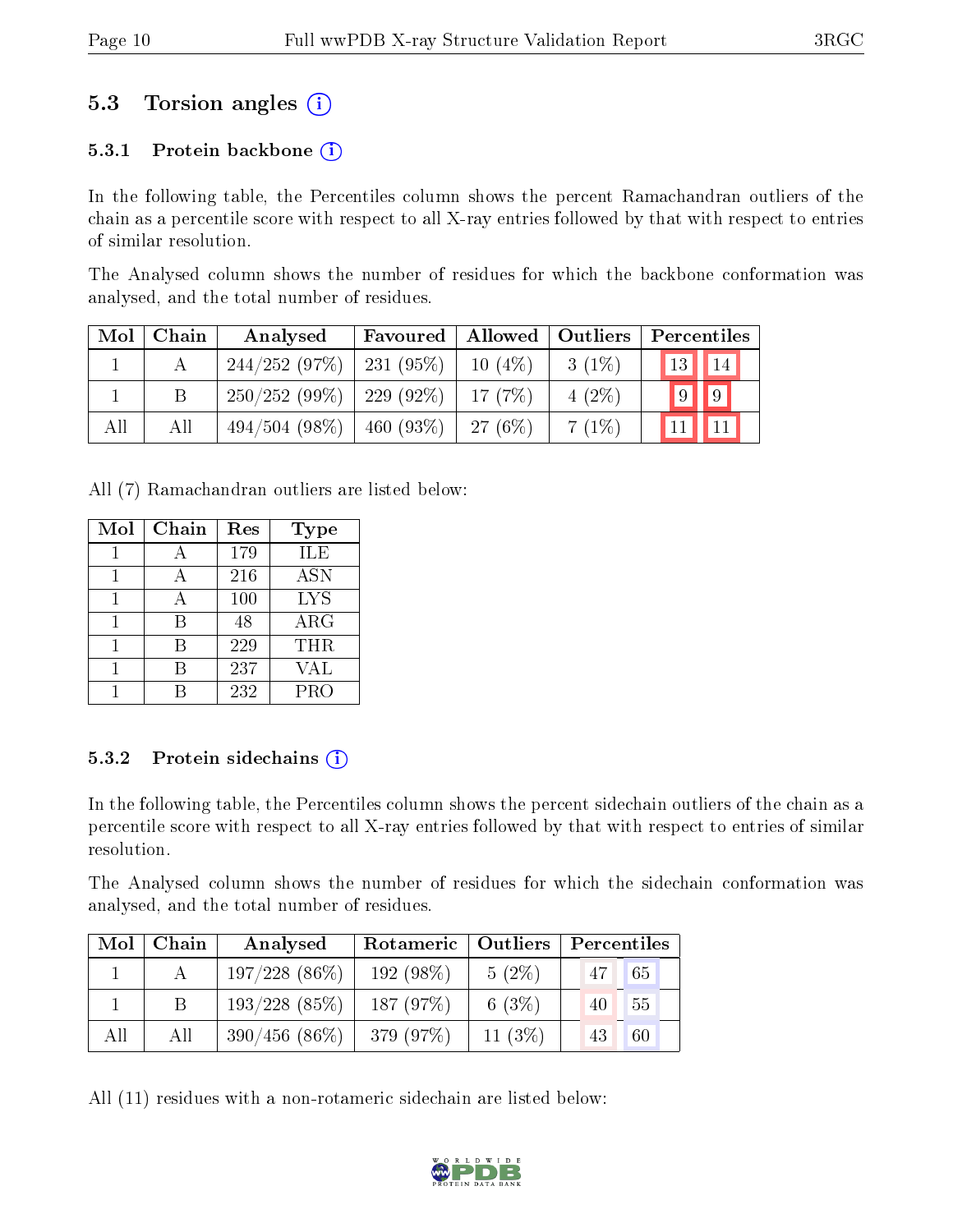## 5.3 Torsion angles

### 5.3.1 Protein backbone

In the following table, the Percentiles column shows the percent Ramachandran outliers of the chain as a percentile score with respect to all X-ray entries followed by that with respect to entries of similar resolution.

The Analysed column shows the number of residues for which the backbone conformation was analysed, and the total number of residues.

| Mol | Chain | Analysed | Favoured | Allowed | Outliers | Percentiles | |
|---|---|---|---|---|---|---|---|
| 1 | A | 244/252 (97%) | 231 (95%) | 10 (4%) | 3 (1%) | 13 | 14 |
| 1 | B | 250/252 (99%) | 229 (92%) | 17 (7%) | 4 (2%) | 9 | 9 |
| All | All | 494/504 (98%) | 460 (93%) | 27 (6%) | 7 (1%) | 11 | 11 |

All (7) Ramachandran outliers are listed below:

| Mol | Chain | Res | Type |
|---|---|---|---|
| 1 | A | 179 | ILE |
| 1 | A | 216 | ASN |
| 1 | A | 100 | LYS |
| 1 | B | 48 | ARG |
| 1 | B | 229 | THR |
| 1 | B | 237 | VAL |
| 1 | B | 232 | PRO |

### 5.3.2 Protein sidechains

In the following table, the Percentiles column shows the percent sidechain outliers of the chain as a percentile score with respect to all X-ray entries followed by that with respect to entries of similar resolution.

The Analysed column shows the number of residues for which the sidechain conformation was analysed, and the total number of residues.

| Mol | Chain | Analysed | Rotameric | Outliers | Percentiles | |
|---|---|---|---|---|---|---|
| 1 | A | 197/228 (86%) | 192 (98%) | 5 (2%) | 47 | 65 |
| 1 | B | 193/228 (85%) | 187 (97%) | 6 (3%) | 40 | 55 |
| All | All | 390/456 (86%) | 379 (97%) | 11 (3%) | 43 | 60 |

All (11) residues with a non-rotameric sidechain are listed below: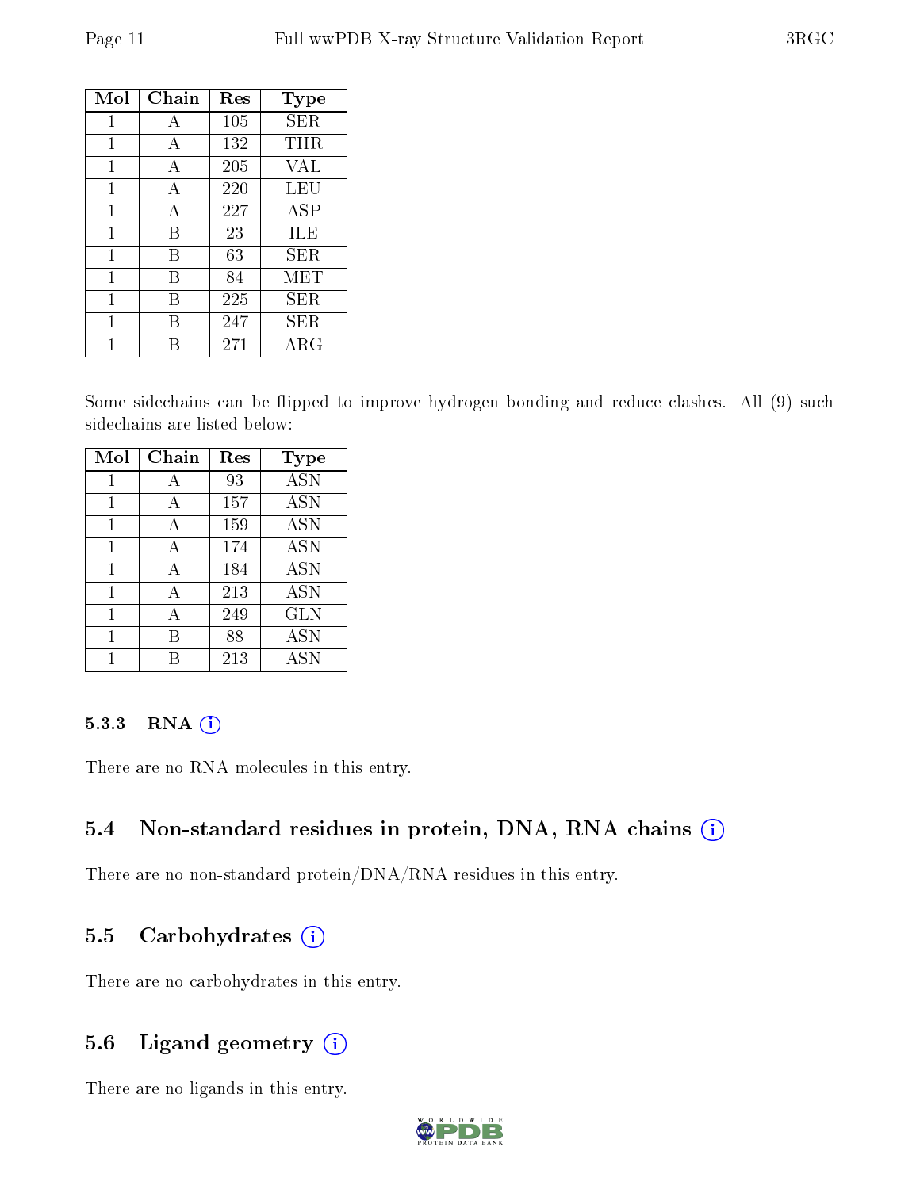| Mol | Chain | Res | Type |
|---|---|---|---|
| 1 | A | 105 | SER |
| 1 | A | 132 | THR |
| 1 | A | 205 | VAL |
| 1 | A | 220 | LEU |
| 1 | A | 227 | ASP |
| 1 | B | 23 | ILE |
| 1 | B | 63 | SER |
| 1 | B | 84 | MET |
| 1 | B | 225 | SER |
| 1 | B | 247 | SER |
| 1 | B | 271 | ARG |

Some sidechains can be flipped to improve hydrogen bonding and reduce clashes. All (9) such sidechains are listed below:

| Mol | Chain | Res | Type |
|---|---|---|---|
| 1 | A | 93 | ASN |
| 1 | A | 157 | ASN |
| 1 | A | 159 | ASN |
| 1 | A | 174 | ASN |
| 1 | A | 184 | ASN |
| 1 | A | 213 | ASN |
| 1 | A | 249 | GLN |
| 1 | B | 88 | ASN |
| 1 | B | 213 | ASN |

#### 5.3.3 RNA

There are no RNA molecules in this entry.

### 5.4 Non-standard residues in protein, DNA, RNA chains

There are no non-standard protein/DNA/RNA residues in this entry.

### 5.5 Carbohydrates

There are no carbohydrates in this entry.

### 5.6 Ligand geometry

There are no ligands in this entry.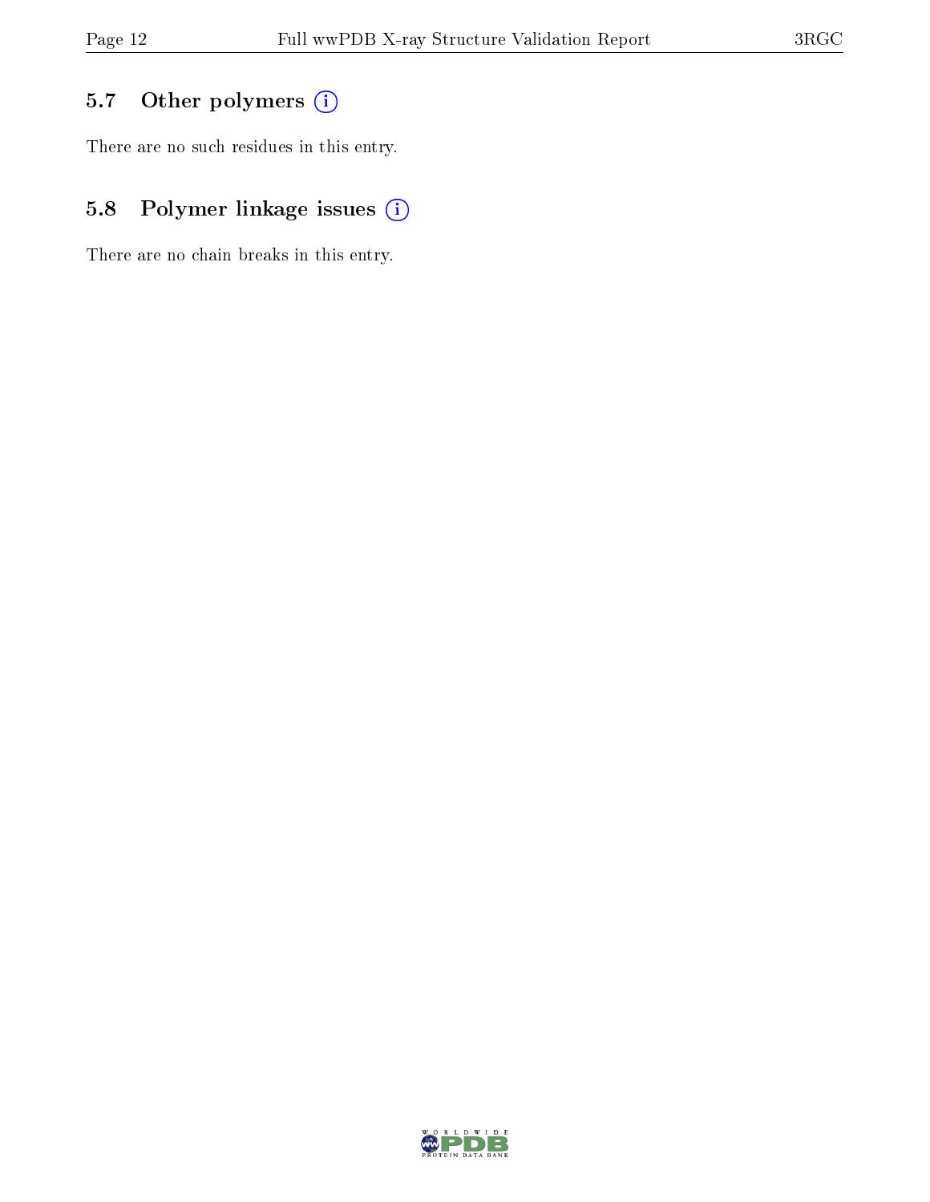## 5.7 Other polymers

There are no such residues in this entry.

## 5.8 Polymer linkage issues

There are no chain breaks in this entry.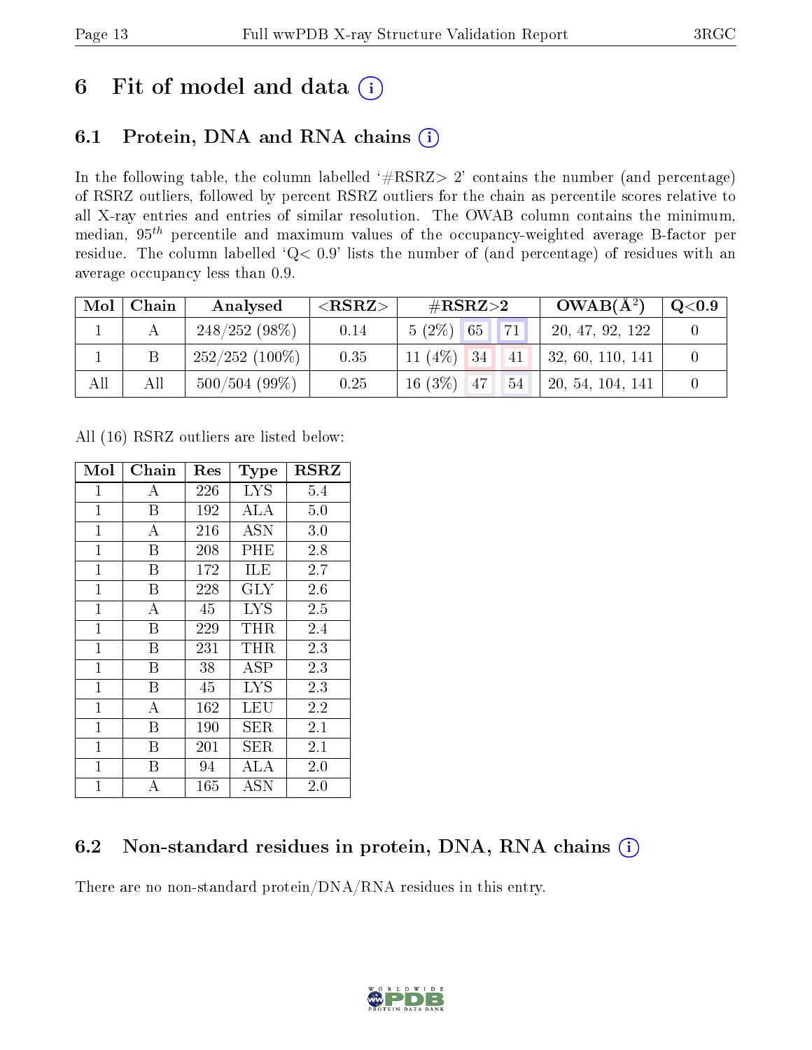# 6 Fit of model and data

## 6.1 Protein, DNA and RNA chains

In the following table, the column labelled '#RSRZ> 2' contains the number (and percentage) of RSRZ outliers, followed by percent RSRZ outliers for the chain as percentile scores relative to all X-ray entries and entries of similar resolution. The OWAB column contains the minimum, median, $95^{th}$ percentile and maximum values of the occupancy-weighted average B-factor per residue. The column labelled 'Q< 0.9' lists the number of (and percentage) of residues with an average occupancy less than 0.9.

| Mol | Chain | Analysed | <RSRZ> | #RSRZ>2 | | | OWAB(Å$^2$) | Q<0.9 |
|---|---|---|---|---|---|---|---|---|
| 1 | A | 248/252 (98%) | 0.14 | 5 (2%) | 65 | 71 | 20, 47, 92, 122 | 0 |
| 1 | B | 252/252 (100%) | 0.35 | 11 (4%) | 34 | 41 | 32, 60, 110, 141 | 0 |
| All | All | 500/504 (99%) | 0.25 | 16 (3%) | 47 | 54 | 20, 54, 104, 141 | 0 |

All (16) RSRZ outliers are listed below:

| Mol | Chain | Res | Type | RSRZ |
|---|---|---|---|---|
| 1 | A | 226 | LYS | 5.4 |
| 1 | B | 192 | ALA | 5.0 |
| 1 | A | 216 | ASN | 3.0 |
| 1 | B | 208 | PHE | 2.8 |
| 1 | B | 172 | ILE | 2.7 |
| 1 | B | 228 | GLY | 2.6 |
| 1 | A | 45 | LYS | 2.5 |
| 1 | B | 229 | THR | 2.4 |
| 1 | B | 231 | THR | 2.3 |
| 1 | B | 38 | ASP | 2.3 |
| 1 | B | 45 | LYS | 2.3 |
| 1 | A | 162 | LEU | 2.2 |
| 1 | B | 190 | SER | 2.1 |
| 1 | B | 201 | SER | 2.1 |
| 1 | B | 94 | ALA | 2.0 |
| 1 | A | 165 | ASN | 2.0 |

## 6.2 Non-standard residues in protein, DNA, RNA chains

There are no non-standard protein/DNA/RNA residues in this entry.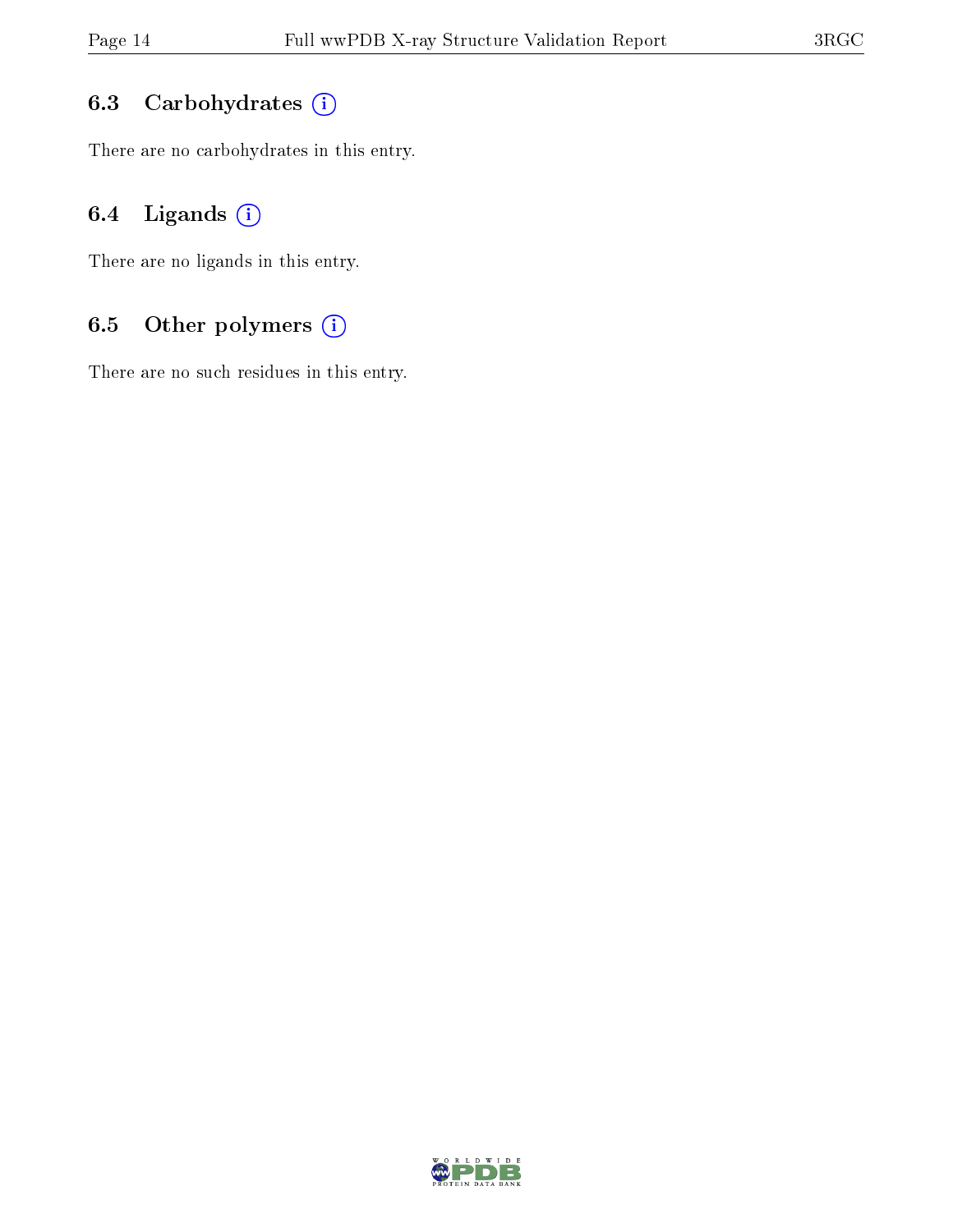### 6.3 Carbohydrates

There are no carbohydrates in this entry.

### 6.4 Ligands

There are no ligands in this entry.

### 6.5 Other polymers

There are no such residues in this entry.